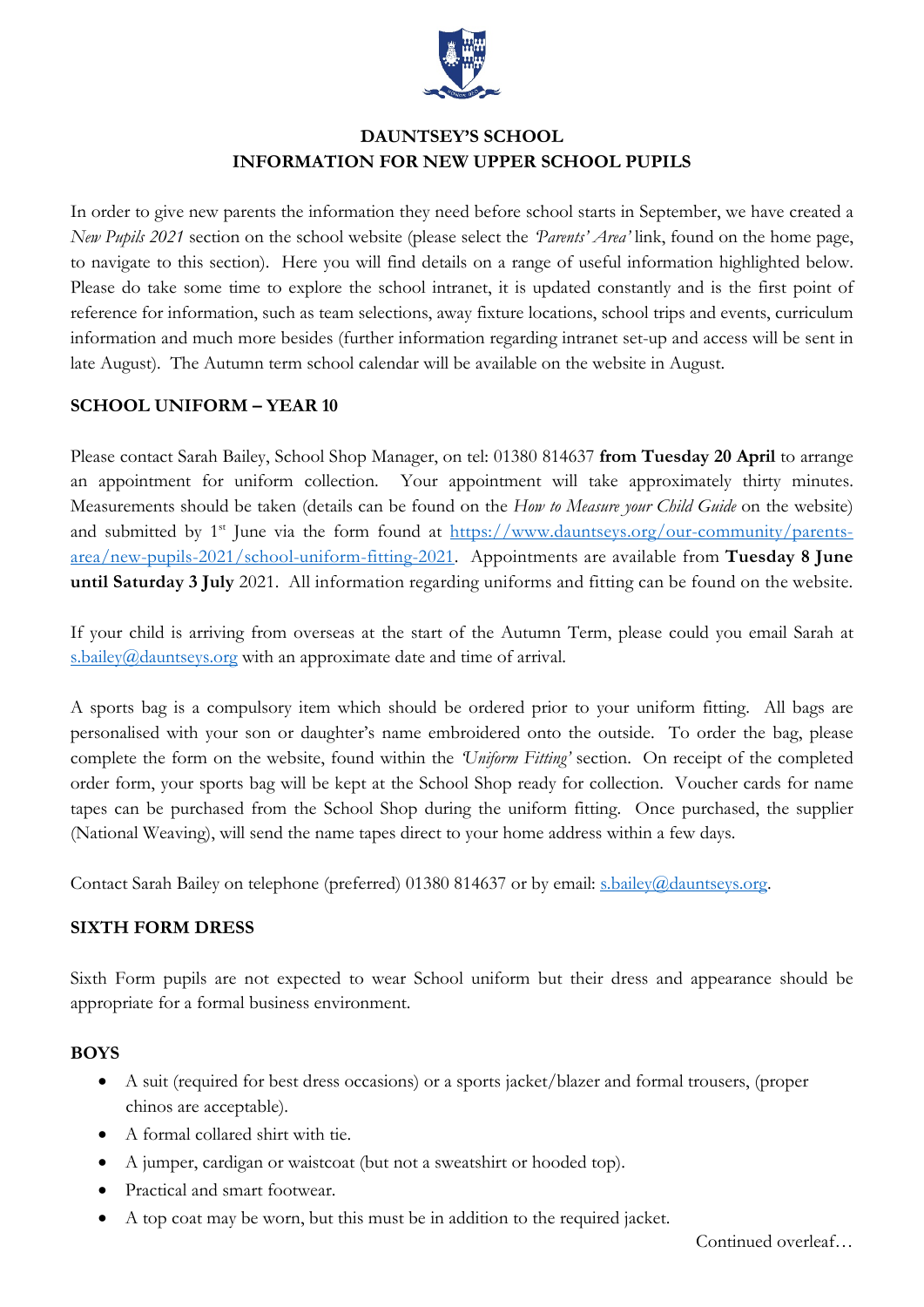# DAUNTSEY'S SCHOOL
## INFORMATION FOR NEW UPPER SCHOOL PUPILS

In order to give new parents the information they need before school starts in September, we have created a *New Pupils 2021* section on the school website (please select the *'Parents' Area'* link, found on the home page, to navigate to this section). Here you will find details on a range of useful information highlighted below. Please do take some time to explore the school intranet, it is updated constantly and is the first point of reference for information, such as team selections, away fixture locations, school trips and events, curriculum information and much more besides (further information regarding intranet set-up and access will be sent in late August). The Autumn term school calendar will be available on the website in August.

### SCHOOL UNIFORM – YEAR 10

Please contact Sarah Bailey, School Shop Manager, on tel: 01380 814637 **from Tuesday 20 April** to arrange an appointment for uniform collection. Your appointment will take approximately thirty minutes. Measurements should be taken (details can be found on the *How to Measure your Child Guide* on the website) and submitted by 1st June via the form found at https://www.dauntseys.org/our-community/parents-area/new-pupils-2021/school-uniform-fitting-2021. Appointments are available from **Tuesday 8 June until Saturday 3 July** 2021. All information regarding uniforms and fitting can be found on the website.

If your child is arriving from overseas at the start of the Autumn Term, please could you email Sarah at s.bailey@dauntseys.org with an approximate date and time of arrival.

A sports bag is a compulsory item which should be ordered prior to your uniform fitting. All bags are personalised with your son or daughter's name embroidered onto the outside. To order the bag, please complete the form on the website, found within the *'Uniform Fitting'* section. On receipt of the completed order form, your sports bag will be kept at the School Shop ready for collection. Voucher cards for name tapes can be purchased from the School Shop during the uniform fitting. Once purchased, the supplier (National Weaving), will send the name tapes direct to your home address within a few days.

Contact Sarah Bailey on telephone (preferred) 01380 814637 or by email: s.bailey@dauntseys.org.

### SIXTH FORM DRESS

Sixth Form pupils are not expected to wear School uniform but their dress and appearance should be appropriate for a formal business environment.

#### BOYS

- A suit (required for best dress occasions) or a sports jacket/blazer and formal trousers, (proper chinos are acceptable).
- A formal collared shirt with tie.
- A jumper, cardigan or waistcoat (but not a sweatshirt or hooded top).
- Practical and smart footwear.
- A top coat may be worn, but this must be in addition to the required jacket.

Continued overleaf…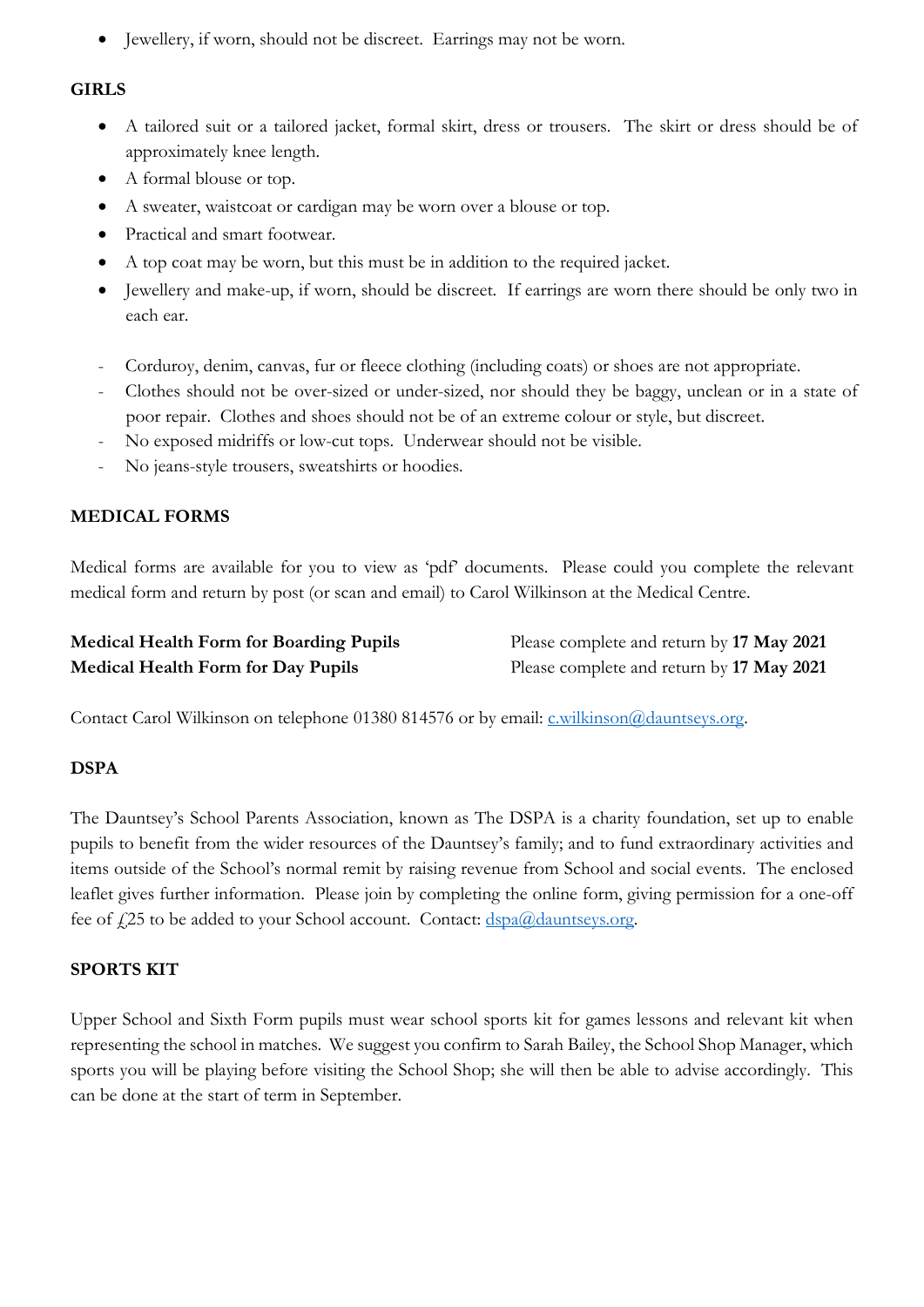- Jewellery, if worn, should not be discreet. Earrings may not be worn.

**GIRLS**

- A tailored suit or a tailored jacket, formal skirt, dress or trousers. The skirt or dress should be of approximately knee length.
- A formal blouse or top.
- A sweater, waistcoat or cardigan may be worn over a blouse or top.
- Practical and smart footwear.
- A top coat may be worn, but this must be in addition to the required jacket.
- Jewellery and make-up, if worn, should be discreet. If earrings are worn there should be only two in each ear.

- Corduroy, denim, canvas, fur or fleece clothing (including coats) or shoes are not appropriate.
- Clothes should not be over-sized or under-sized, nor should they be baggy, unclean or in a state of poor repair. Clothes and shoes should not be of an extreme colour or style, but discreet.
- No exposed midriffs or low-cut tops. Underwear should not be visible.
- No jeans-style trousers, sweatshirts or hoodies.

**MEDICAL FORMS**

Medical forms are available for you to view as 'pdf' documents. Please could you complete the relevant medical form and return by post (or scan and email) to Carol Wilkinson at the Medical Centre.

| | |
|---|---|
| **Medical Health Form for Boarding Pupils** | Please complete and return by **17 May 2021** |
| **Medical Health Form for Day Pupils** | Please complete and return by **17 May 2021** |

Contact Carol Wilkinson on telephone 01380 814576 or by email: c.wilkinson@dauntseys.org.

**DSPA**

The Dauntsey's School Parents Association, known as The DSPA is a charity foundation, set up to enable pupils to benefit from the wider resources of the Dauntsey's family; and to fund extraordinary activities and items outside of the School's normal remit by raising revenue from School and social events. The enclosed leaflet gives further information. Please join by completing the online form, giving permission for a one-off fee of £25 to be added to your School account. Contact: dspa@dauntseys.org.

**SPORTS KIT**

Upper School and Sixth Form pupils must wear school sports kit for games lessons and relevant kit when representing the school in matches. We suggest you confirm to Sarah Bailey, the School Shop Manager, which sports you will be playing before visiting the School Shop; she will then be able to advise accordingly. This can be done at the start of term in September.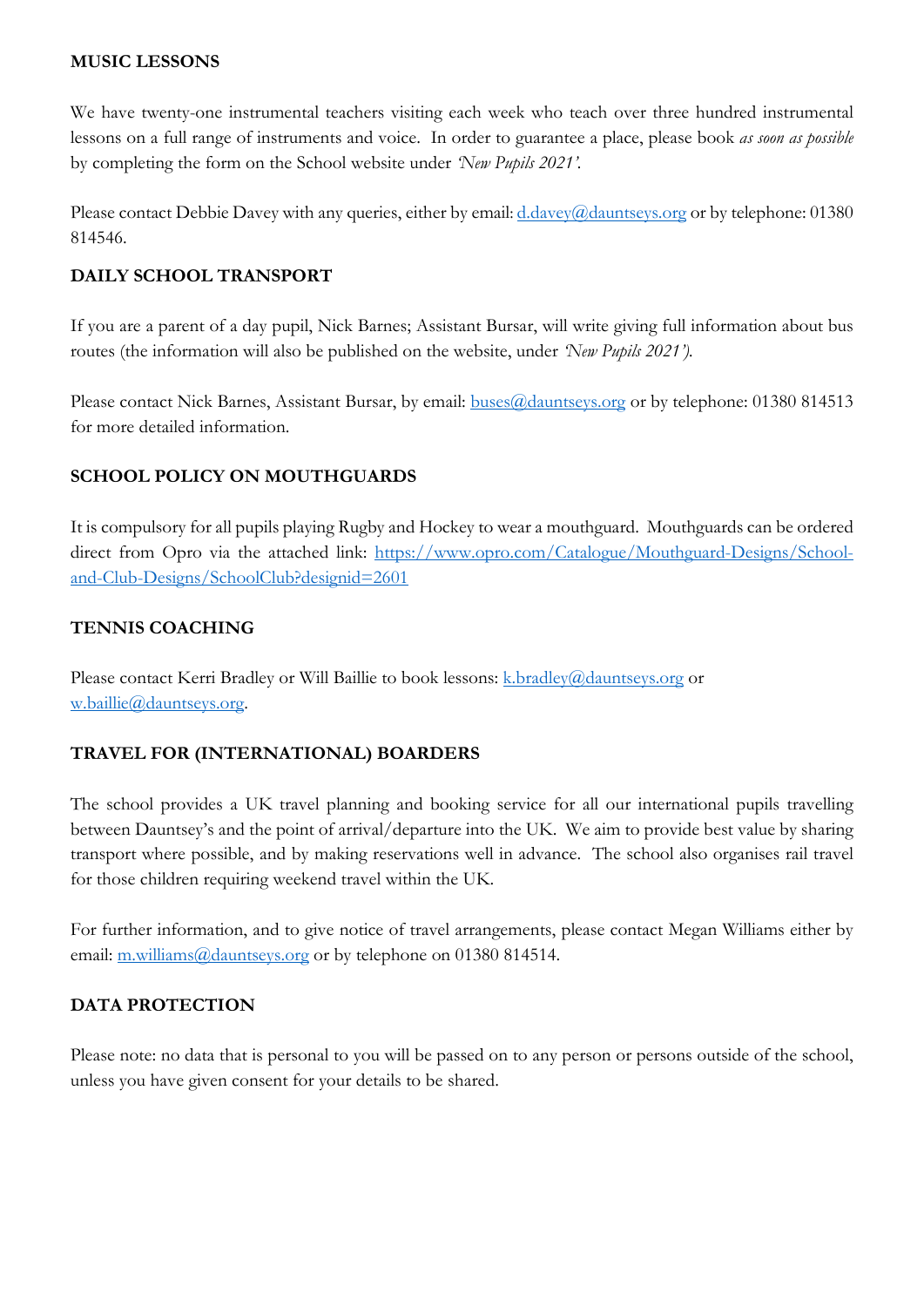**MUSIC LESSONS**

We have twenty-one instrumental teachers visiting each week who teach over three hundred instrumental lessons on a full range of instruments and voice. In order to guarantee a place, please book *as soon as possible* by completing the form on the School website under *'New Pupils 2021'*.

Please contact Debbie Davey with any queries, either by email: d.davey@dauntseys.org or by telephone: 01380 814546.

**DAILY SCHOOL TRANSPORT**

If you are a parent of a day pupil, Nick Barnes; Assistant Bursar, will write giving full information about bus routes (the information will also be published on the website, under *'New Pupils 2021')*.

Please contact Nick Barnes, Assistant Bursar, by email: buses@dauntseys.org or by telephone: 01380 814513 for more detailed information.

**SCHOOL POLICY ON MOUTHGUARDS**

It is compulsory for all pupils playing Rugby and Hockey to wear a mouthguard. Mouthguards can be ordered direct from Opro via the attached link: https://www.opro.com/Catalogue/Mouthguard-Designs/School-and-Club-Designs/SchoolClub?designid=2601

**TENNIS COACHING**

Please contact Kerri Bradley or Will Baillie to book lessons: k.bradley@dauntseys.org or w.baillie@dauntseys.org.

**TRAVEL FOR (INTERNATIONAL) BOARDERS**

The school provides a UK travel planning and booking service for all our international pupils travelling between Dauntsey's and the point of arrival/departure into the UK. We aim to provide best value by sharing transport where possible, and by making reservations well in advance. The school also organises rail travel for those children requiring weekend travel within the UK.

For further information, and to give notice of travel arrangements, please contact Megan Williams either by email: m.williams@dauntseys.org or by telephone on 01380 814514.

**DATA PROTECTION**

Please note: no data that is personal to you will be passed on to any person or persons outside of the school, unless you have given consent for your details to be shared.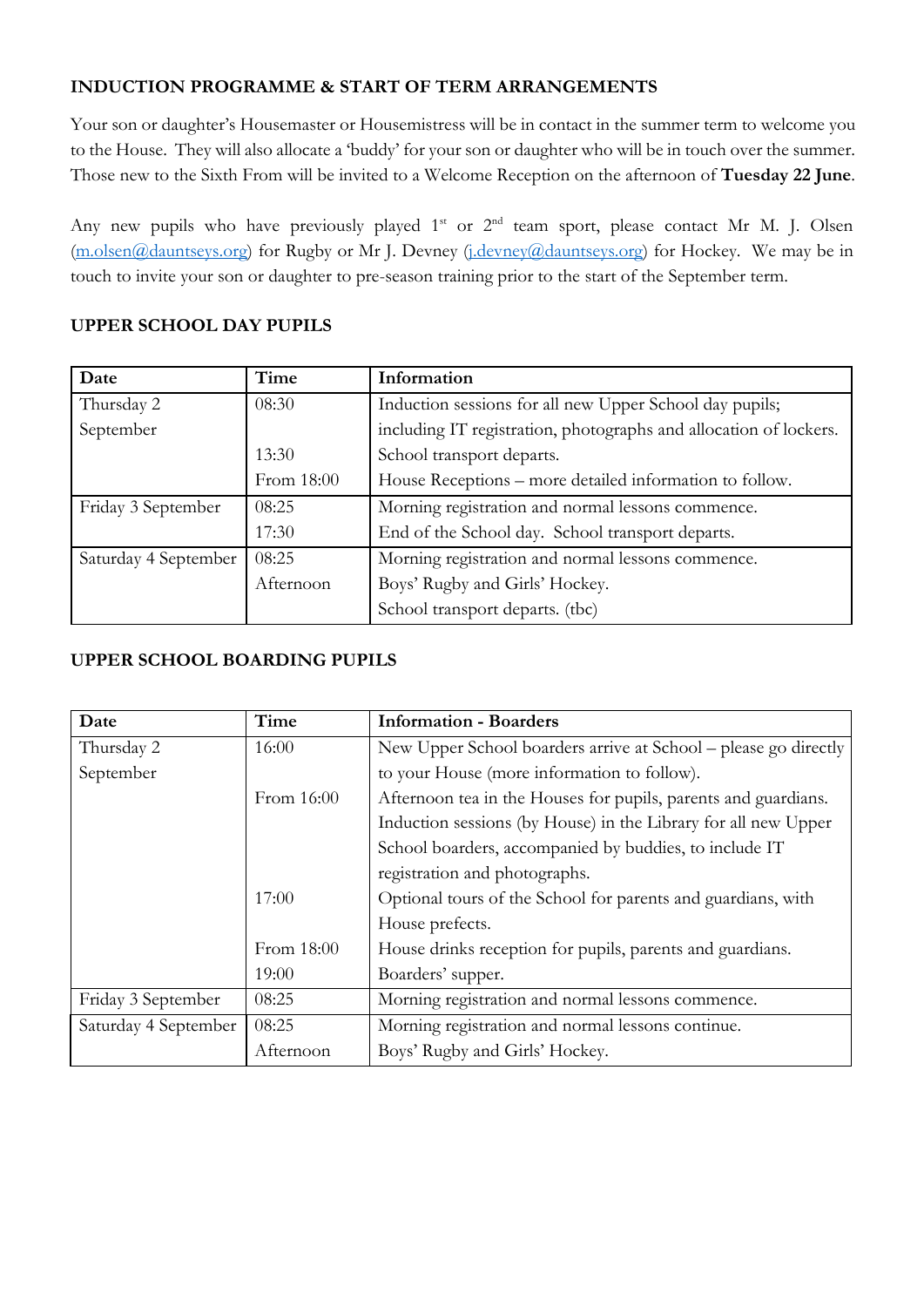**INDUCTION PROGRAMME & START OF TERM ARRANGEMENTS**

Your son or daughter's Housemaster or Housemistress will be in contact in the summer term to welcome you to the House. They will also allocate a 'buddy' for your son or daughter who will be in touch over the summer. Those new to the Sixth From will be invited to a Welcome Reception on the afternoon of **Tuesday 22 June**.

Any new pupils who have previously played 1st or 2nd team sport, please contact Mr M. J. Olsen (m.olsen@dauntseys.org) for Rugby or Mr J. Devney (j.devney@dauntseys.org) for Hockey. We may be in touch to invite your son or daughter to pre-season training prior to the start of the September term.

**UPPER SCHOOL DAY PUPILS**

| Date | Time | Information |
|---|---|---|
| Thursday 2 September | 08:30 | Induction sessions for all new Upper School day pupils; including IT registration, photographs and allocation of lockers. |
| | 13:30 | School transport departs. |
| | From 18:00 | House Receptions – more detailed information to follow. |
| Friday 3 September | 08:25 | Morning registration and normal lessons commence. |
| | 17:30 | End of the School day. School transport departs. |
| Saturday 4 September | 08:25 | Morning registration and normal lessons commence. |
| | Afternoon | Boys' Rugby and Girls' Hockey. |
| | | School transport departs. (tbc) |

**UPPER SCHOOL BOARDING PUPILS**

| Date | Time | Information - Boarders |
|---|---|---|
| Thursday 2 September | 16:00 | New Upper School boarders arrive at School – please go directly to your House (more information to follow). |
| | From 16:00 | Afternoon tea in the Houses for pupils, parents and guardians. Induction sessions (by House) in the Library for all new Upper School boarders, accompanied by buddies, to include IT registration and photographs. |
| | 17:00 | Optional tours of the School for parents and guardians, with House prefects. |
| | From 18:00 | House drinks reception for pupils, parents and guardians. |
| | 19:00 | Boarders' supper. |
| Friday 3 September | 08:25 | Morning registration and normal lessons commence. |
| Saturday 4 September | 08:25 | Morning registration and normal lessons continue. |
| | Afternoon | Boys' Rugby and Girls' Hockey. |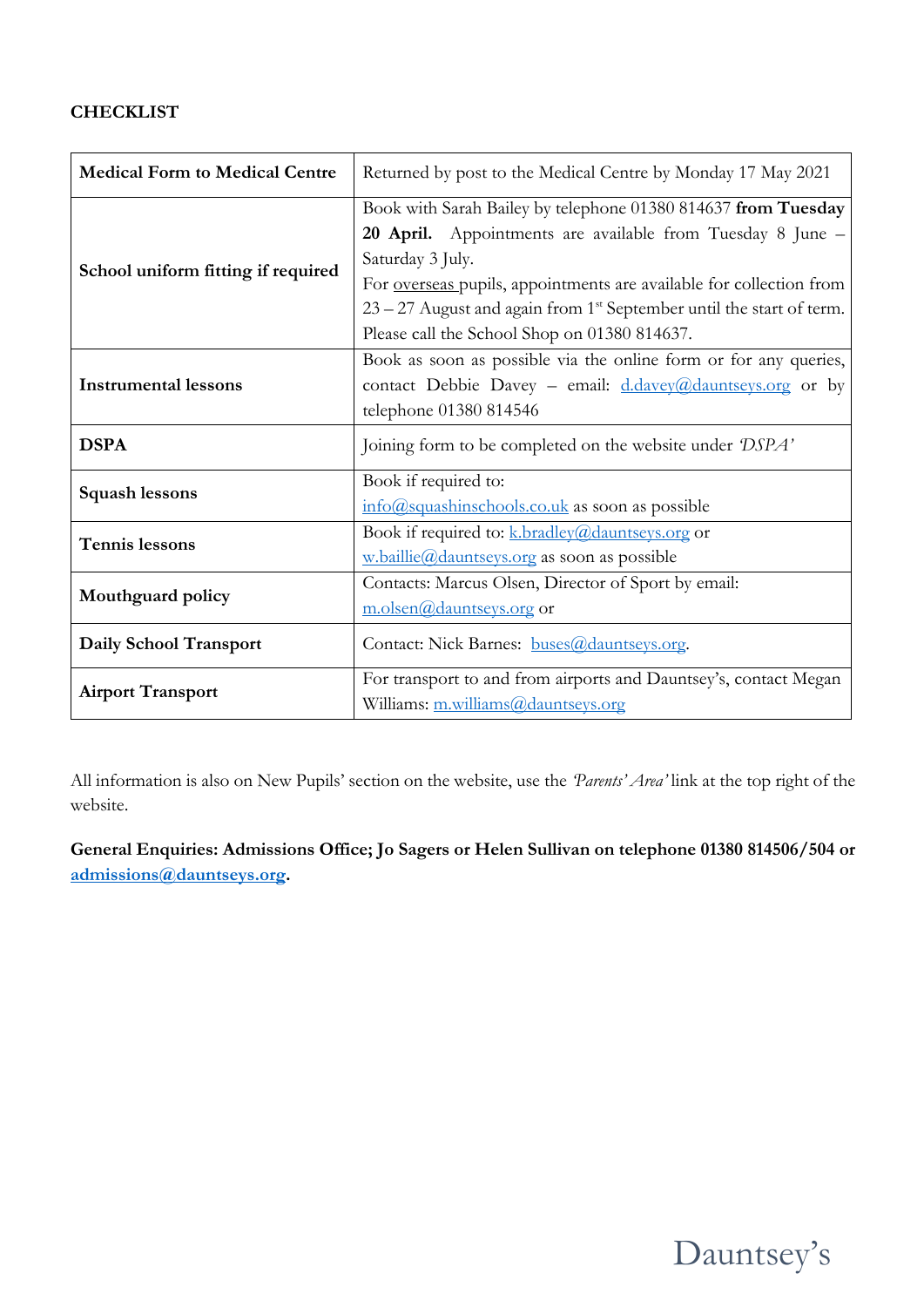**CHECKLIST**

| | |
|---|---|
| **Medical Form to Medical Centre** | Returned by post to the Medical Centre by Monday 17 May 2021 |
| **School uniform fitting if required** | Book with Sarah Bailey by telephone 01380 814637 **from Tuesday 20 April.** Appointments are available from Tuesday 8 June – Saturday 3 July. For overseas pupils, appointments are available for collection from 23 – 27 August and again from 1st September until the start of term. Please call the School Shop on 01380 814637. |
| **Instrumental lessons** | Book as soon as possible via the online form or for any queries, contact Debbie Davey – email: d.davey@dauntseys.org or by telephone 01380 814546 |
| **DSPA** | Joining form to be completed on the website under *'DSPA'* |
| **Squash lessons** | Book if required to: info@squashinschools.co.uk as soon as possible |
| **Tennis lessons** | Book if required to: k.bradley@dauntseys.org or w.baillie@dauntseys.org as soon as possible |
| **Mouthguard policy** | Contacts: Marcus Olsen, Director of Sport by email: m.olsen@dauntseys.org or |
| **Daily School Transport** | Contact: Nick Barnes: buses@dauntseys.org. |
| **Airport Transport** | For transport to and from airports and Dauntsey's, contact Megan Williams: m.williams@dauntseys.org |

All information is also on New Pupils' section on the website, use the *'Parents' Area'* link at the top right of the website.

**General Enquiries: Admissions Office; Jo Sagers or Helen Sullivan on telephone 01380 814506/504 or admissions@dauntseys.org.**

Dauntsey's